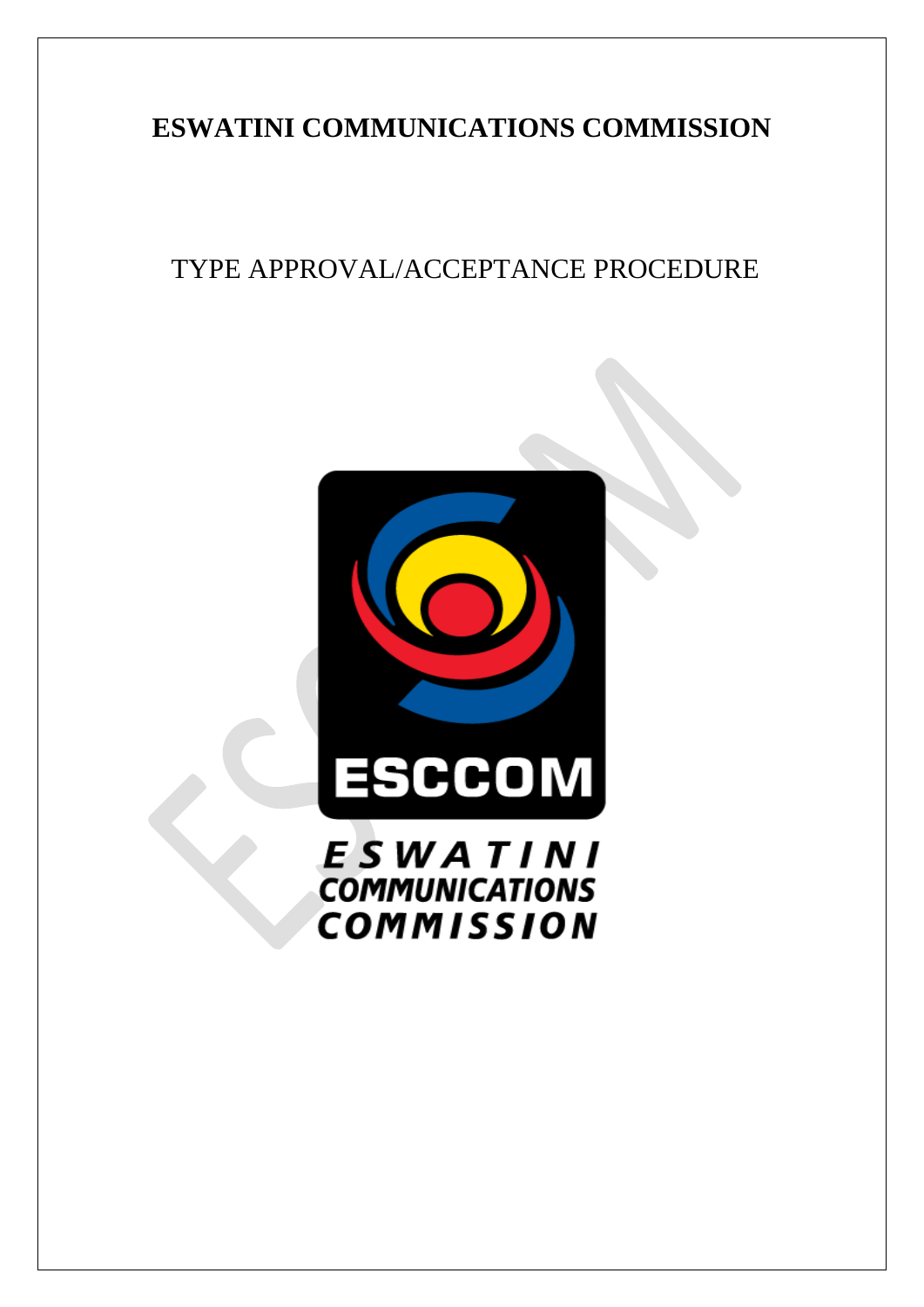# ESWATINI COMMUNICATIONS COMMISSION

## TYPE APPROVAL/ACCEPTANCE PROCEDURE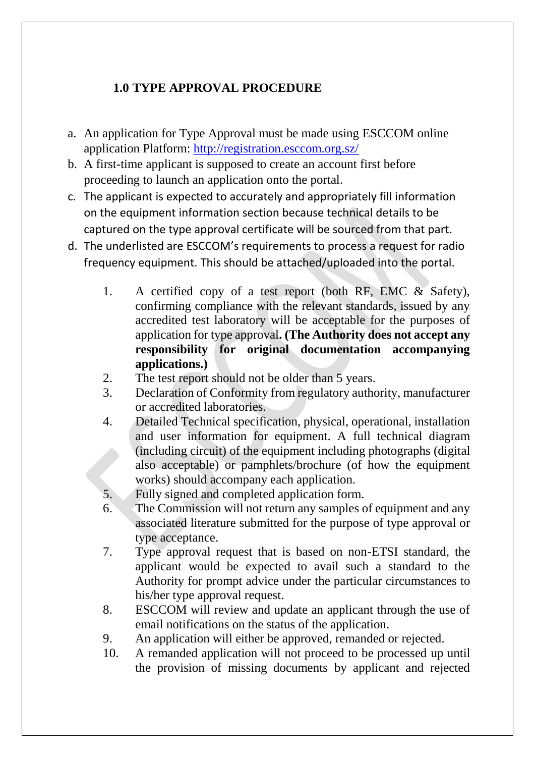## 1.0 TYPE APPROVAL PROCEDURE

a. An application for Type Approval must be made using ESCCOM online application Platform: [http://registration.esccom.org.sz/](http://registration.esccom.org.sz/)
b. A first-time applicant is supposed to create an account first before proceeding to launch an application onto the portal.
c. The applicant is expected to accurately and appropriately fill information on the equipment information section because technical details to be captured on the type approval certificate will be sourced from that part.
d. The underlisted are ESCCOM's requirements to process a request for radio frequency equipment. This should be attached/uploaded into the portal.

   1. A certified copy of a test report (both RF, EMC & Safety), confirming compliance with the relevant standards, issued by any accredited test laboratory will be acceptable for the purposes of application for type approval. **(The Authority does not accept any responsibility for original documentation accompanying applications.)**
   2. The test report should not be older than 5 years.
   3. Declaration of Conformity from regulatory authority, manufacturer or accredited laboratories.
   4. Detailed Technical specification, physical, operational, installation and user information for equipment. A full technical diagram (including circuit) of the equipment including photographs (digital also acceptable) or pamphlets/brochure (of how the equipment works) should accompany each application.
   5. Fully signed and completed application form.
   6. The Commission will not return any samples of equipment and any associated literature submitted for the purpose of type approval or type acceptance.
   7. Type approval request that is based on non-ETSI standard, the applicant would be expected to avail such a standard to the Authority for prompt advice under the particular circumstances to his/her type approval request.
   8. ESCCOM will review and update an applicant through the use of email notifications on the status of the application.
   9. An application will either be approved, remanded or rejected.
   10. A remanded application will not proceed to be processed up until the provision of missing documents by applicant and rejected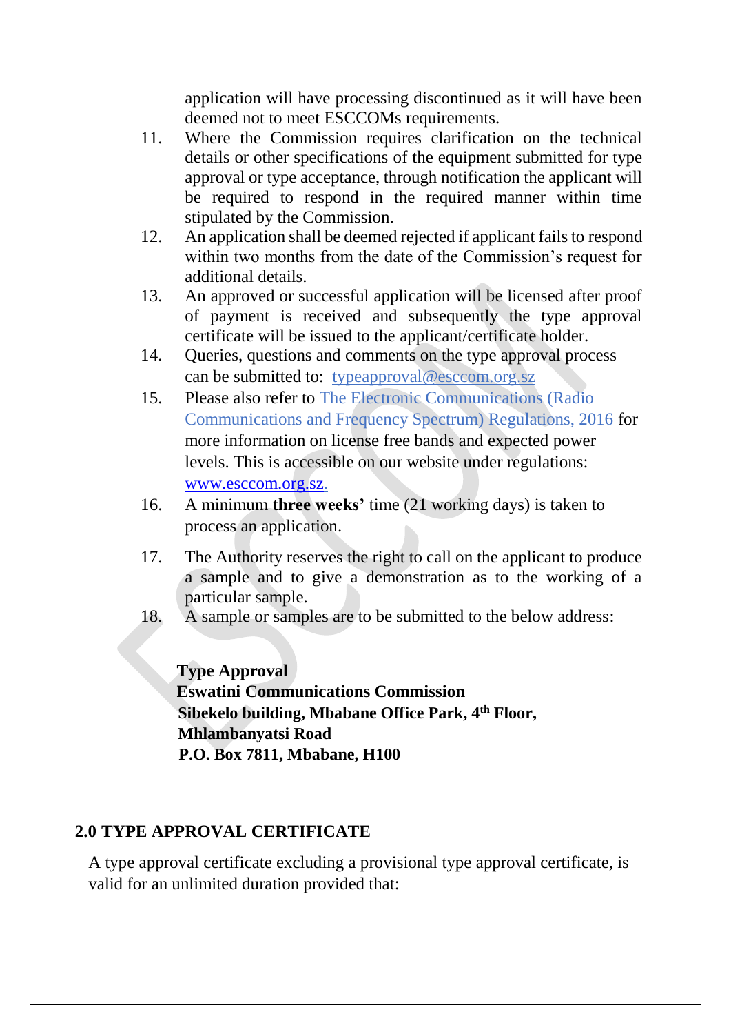application will have processing discontinued as it will have been deemed not to meet ESCCOMs requirements.

11. Where the Commission requires clarification on the technical details or other specifications of the equipment submitted for type approval or type acceptance, through notification the applicant will be required to respond in the required manner within time stipulated by the Commission.
12. An application shall be deemed rejected if applicant fails to respond within two months from the date of the Commission's request for additional details.
13. An approved or successful application will be licensed after proof of payment is received and subsequently the type approval certificate will be issued to the applicant/certificate holder.
14. Queries, questions and comments on the type approval process can be submitted to: typeapproval@esccom.org.sz
15. Please also refer to The Electronic Communications (Radio Communications and Frequency Spectrum) Regulations, 2016 for more information on license free bands and expected power levels. This is accessible on our website under regulations: www.esccom.org.sz.
16. A minimum **three weeks'** time (21 working days) is taken to process an application.
17. The Authority reserves the right to call on the applicant to produce a sample and to give a demonstration as to the working of a particular sample.
18. A sample or samples are to be submitted to the below address:

**Type Approval**
**Eswatini Communications Commission**
**Sibekelo building, Mbabane Office Park, 4th Floor,**
**Mhlambanyatsi Road**
**P.O. Box 7811, Mbabane, H100**

## 2.0 TYPE APPROVAL CERTIFICATE

A type approval certificate excluding a provisional type approval certificate, is valid for an unlimited duration provided that: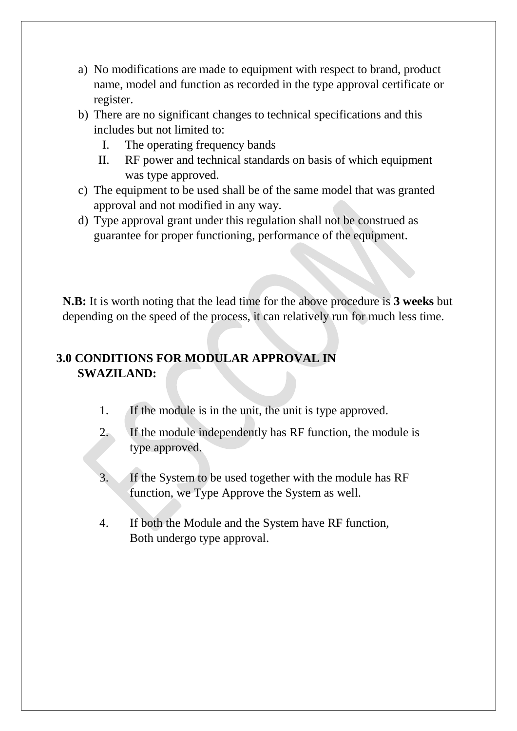a) No modifications are made to equipment with respect to brand, product name, model and function as recorded in the type approval certificate or register.
b) There are no significant changes to technical specifications and this includes but not limited to:
   I. The operating frequency bands
   II. RF power and technical standards on basis of which equipment was type approved.
c) The equipment to be used shall be of the same model that was granted approval and not modified in any way.
d) Type approval grant under this regulation shall not be construed as guarantee for proper functioning, performance of the equipment.

**N.B:** It is worth noting that the lead time for the above procedure is **3 weeks** but depending on the speed of the process, it can relatively run for much less time.

## 3.0 CONDITIONS FOR MODULAR APPROVAL IN SWAZILAND:

1. If the module is in the unit, the unit is type approved.
2. If the module independently has RF function, the module is type approved.
3. If the System to be used together with the module has RF function, we Type Approve the System as well.
4. If both the Module and the System have RF function, Both undergo type approval.